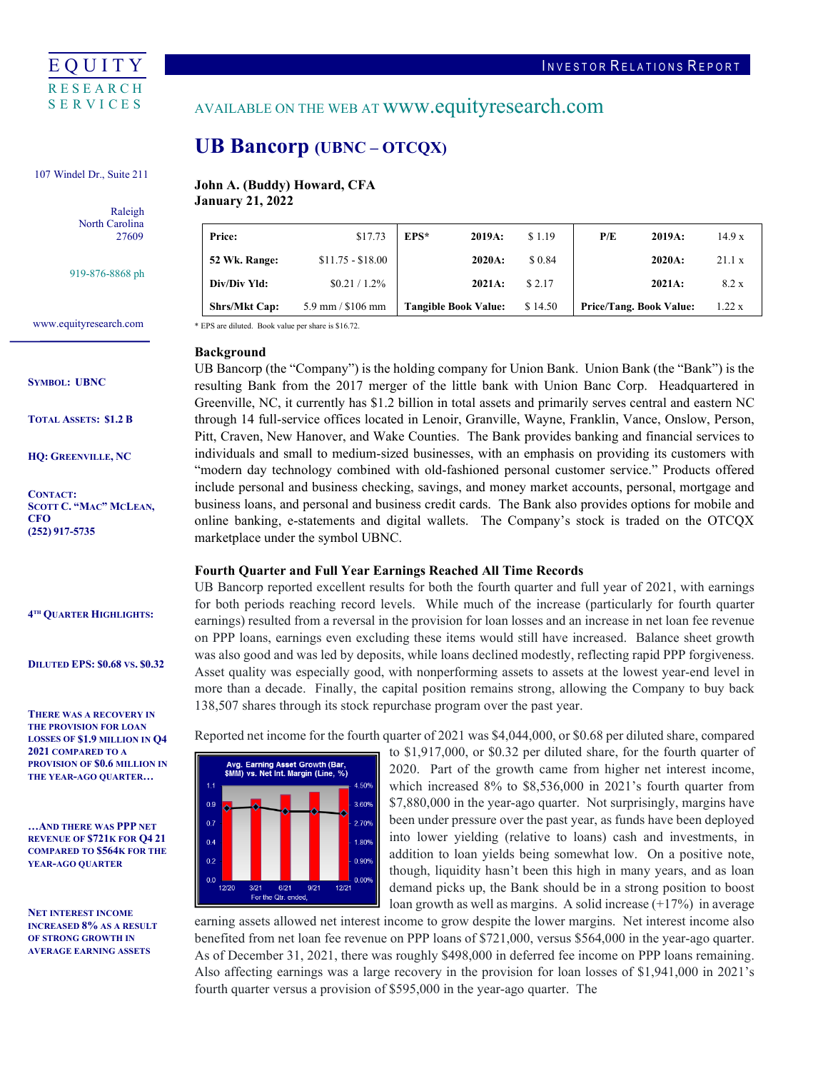# UB Bancorp (UBNC – OTCQX)

EQUITY RESEARCH SERVICES

107 Windel Dr., Suite 211
Raleigh
North Carolina
27609

919-876-8868 ph

www.equityresearch.com

INVESTOR RELATIONS REPORT

AVAILABLE ON THE WEB AT www.equityresearch.com

**John A. (Buddy) Howard, CFA**
**January 21, 2022**

| **Price:** | $17.73 | **EPS*** | **2019A:** | $ 1.19 | **P/E** | **2019A:** | 14.9 x |
|---|---|---|---|---|---|---|---|
| **52 Wk. Range:** | $11.75 - $18.00 | | **2020A:** | $ 0.84 | | **2020A:** | 21.1 x |
| **Div/Div Yld:** | $0.21 / 1.2% | | **2021A:** | $ 2.17 | | **2021A:** | 8.2 x |
| **Shrs/Mkt Cap:** | 5.9 mm / $106 mm | **Tangible Book Value:** | | $ 14.50 | **Price/Tang. Book Value:** | | 1.22 x |

\* EPS are diluted. Book value per share is $16.72.

**SYMBOL: UBNC**

**TOTAL ASSETS: $1.2 B**

**HQ: GREENVILLE, NC**

**CONTACT:**
**SCOTT C. "MAC" MCLEAN, CFO**
**(252) 917-5735**

## Background

UB Bancorp (the "Company") is the holding company for Union Bank. Union Bank (the "Bank") is the resulting Bank from the 2017 merger of the little bank with Union Banc Corp. Headquartered in Greenville, NC, it currently has $1.2 billion in total assets and primarily serves central and eastern NC through 14 full-service offices located in Lenoir, Granville, Wayne, Franklin, Vance, Onslow, Person, Pitt, Craven, New Hanover, and Wake Counties. The Bank provides banking and financial services to individuals and small to medium-sized businesses, with an emphasis on providing its customers with "modern day technology combined with old-fashioned personal customer service." Products offered include personal and business checking, savings, and money market accounts, personal, mortgage and business loans, and personal and business credit cards. The Bank also provides options for mobile and online banking, e-statements and digital wallets. The Company's stock is traded on the OTCQX marketplace under the symbol UBNC.

## Fourth Quarter and Full Year Earnings Reached All Time Records

**4TH QUARTER HIGHLIGHTS:**

**DILUTED EPS: $0.68 VS. $0.32**

**THERE WAS A RECOVERY IN THE PROVISION FOR LOAN LOSSES OF $1.9 MILLION IN Q4 2021 COMPARED TO A PROVISION OF $0.6 MILLION IN THE YEAR-AGO QUARTER…**

**…AND THERE WAS PPP NET REVENUE OF $721K FOR Q4 21 COMPARED TO $564K FOR THE YEAR-AGO QUARTER**

**NET INTEREST INCOME INCREASED 8% AS A RESULT OF STRONG GROWTH IN AVERAGE EARNING ASSETS**

UB Bancorp reported excellent results for both the fourth quarter and full year of 2021, with earnings for both periods reaching record levels. While much of the increase (particularly for fourth quarter earnings) resulted from a reversal in the provision for loan losses and an increase in net loan fee revenue on PPP loans, earnings even excluding these items would still have increased. Balance sheet growth was also good and was led by deposits, while loans declined modestly, reflecting rapid PPP forgiveness. Asset quality was especially good, with nonperforming assets to assets at the lowest year-end level in more than a decade. Finally, the capital position remains strong, allowing the Company to buy back 138,507 shares through its stock repurchase program over the past year.

Reported net income for the fourth quarter of 2021 was $4,044,000, or $0.68 per diluted share, compared to $1,917,000, or $0.32 per diluted share, for the fourth quarter of 2020. Part of the growth came from higher net interest income, which increased 8% to $8,536,000 in 2021's fourth quarter from $7,880,000 in the year-ago quarter. Not surprisingly, margins have been under pressure over the past year, as funds have been deployed into lower yielding (relative to loans) cash and investments, in addition to loan yields being somewhat low. On a positive note, though, liquidity hasn't been this high in many years, and as loan demand picks up, the Bank should be in a strong position to boost loan growth as well as margins. A solid increase (+17%) in average earning assets allowed net interest income to grow despite the lower margins. Net interest income also benefited from net loan fee revenue on PPP loans of $721,000, versus $564,000 in the year-ago quarter. As of December 31, 2021, there was roughly $498,000 in deferred fee income on PPP loans remaining. Also affecting earnings was a large recovery in the provision for loan losses of $1,941,000 in 2021's fourth quarter versus a provision of $595,000 in the year-ago quarter. The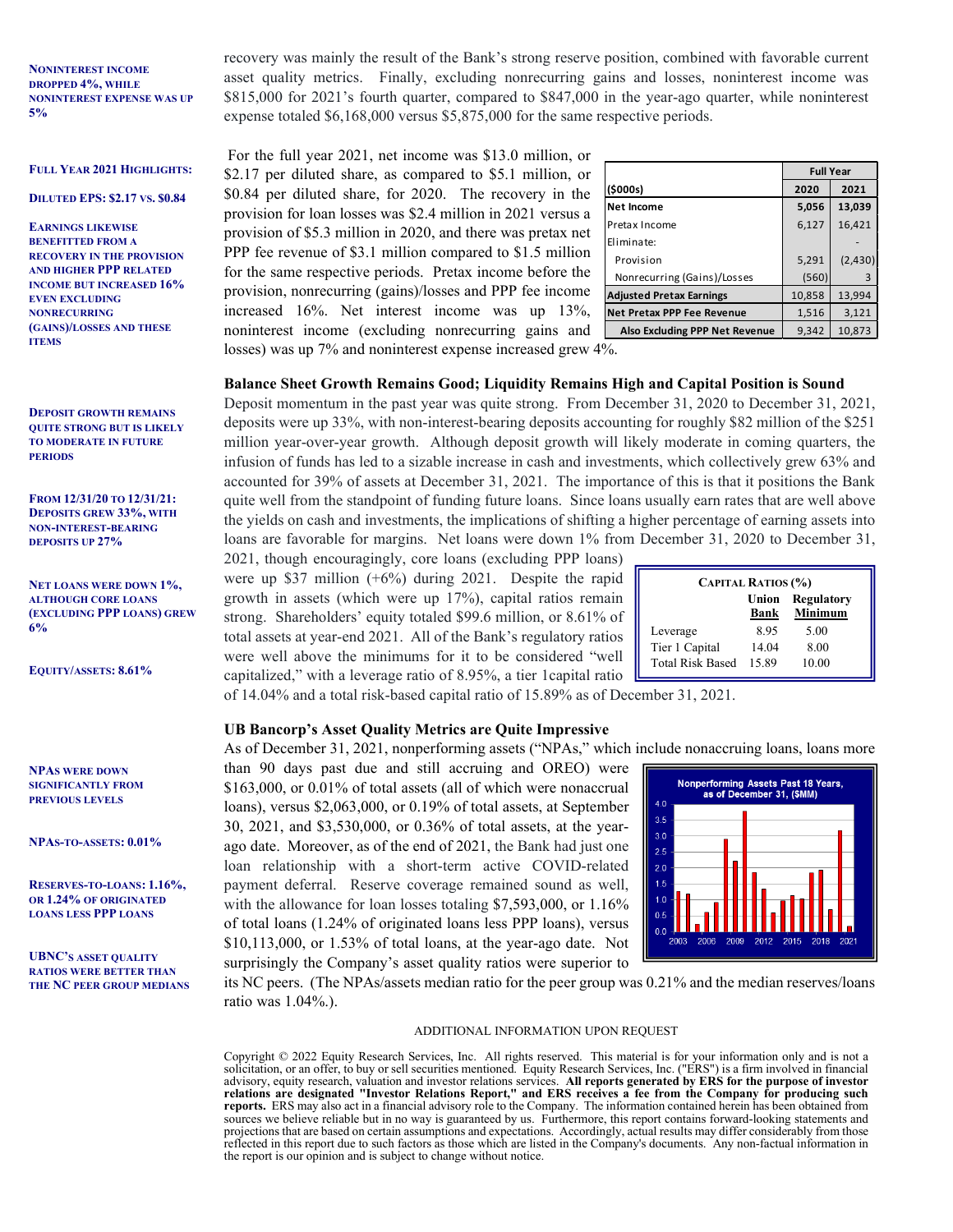**NONINTEREST INCOME DROPPED 4%, WHILE NONINTEREST EXPENSE WAS UP 5%**

recovery was mainly the result of the Bank's strong reserve position, combined with favorable current asset quality metrics. Finally, excluding nonrecurring gains and losses, noninterest income was $815,000 for 2021's fourth quarter, compared to $847,000 in the year-ago quarter, while noninterest expense totaled $6,168,000 versus $5,875,000 for the same respective periods.

**FULL YEAR 2021 HIGHLIGHTS:**

**DILUTED EPS: $2.17 VS. $0.84**

**EARNINGS LIKEWISE BENEFITTED FROM A RECOVERY IN THE PROVISION AND HIGHER PPP RELATED INCOME BUT INCREASED 16% EVEN EXCLUDING NONRECURRING (GAINS)/LOSSES AND THESE ITEMS**

For the full year 2021, net income was $13.0 million, or $2.17 per diluted share, as compared to $5.1 million, or $0.84 per diluted share, for 2020. The recovery in the provision for loan losses was $2.4 million in 2021 versus a provision of $5.3 million in 2020, and there was pretax net PPP fee revenue of $3.1 million compared to $1.5 million for the same respective periods. Pretax income before the provision, nonrecurring (gains)/losses and PPP fee income increased 16%. Net interest income was up 13%, noninterest income (excluding nonrecurring gains and losses) was up 7% and noninterest expense increased grew 4%.

| | Full Year | |
|---|---|---|
| ($000s) | 2020 | 2021 |
| **Net Income** | 5,056 | 13,039 |
| Pretax Income | 6,127 | 16,421 |
| Eliminate: | | - |
| Provision | 5,291 | (2,430) |
| Nonrecurring (Gains)/Losses | (560) | 3 |
| **Adjusted Pretax Earnings** | 10,858 | 13,994 |
| **Net Pretax PPP Fee Revenue** | 1,516 | 3,121 |
| **Also Excluding PPP Net Revenue** | 9,342 | 10,873 |

## Balance Sheet Growth Remains Good; Liquidity Remains High and Capital Position is Sound

**DEPOSIT GROWTH REMAINS QUITE STRONG BUT IS LIKELY TO MODERATE IN FUTURE PERIODS**

**FROM 12/31/20 TO 12/31/21: DEPOSITS GREW 33%, WITH NON-INTEREST-BEARING DEPOSITS UP 27%**

**NET LOANS WERE DOWN 1%, ALTHOUGH CORE LOANS (EXCLUDING PPP LOANS) GREW 6%**

**EQUITY/ASSETS: 8.61%**

Deposit momentum in the past year was quite strong. From December 31, 2020 to December 31, 2021, deposits were up 33%, with non-interest-bearing deposits accounting for roughly $82 million of the $251 million year-over-year growth. Although deposit growth will likely moderate in coming quarters, the infusion of funds has led to a sizable increase in cash and investments, which collectively grew 63% and accounted for 39% of assets at December 31, 2021. The importance of this is that it positions the Bank quite well from the standpoint of funding future loans. Since loans usually earn rates that are well above the yields on cash and investments, the implications of shifting a higher percentage of earning assets into loans are favorable for margins. Net loans were down 1% from December 31, 2020 to December 31, 2021, though encouragingly, core loans (excluding PPP loans) were up $37 million (+6%) during 2021. Despite the rapid growth in assets (which were up 17%), capital ratios remain strong. Shareholders' equity totaled $99.6 million, or 8.61% of total assets at year-end 2021. All of the Bank's regulatory ratios were well above the minimums for it to be considered "well capitalized," with a leverage ratio of 8.95%, a tier 1capital ratio of 14.04% and a total risk-based capital ratio of 15.89% as of December 31, 2021.

**CAPITAL RATIOS (%)**

| | Union Bank | Regulatory Minimum |
|---|---|---|
| Leverage | 8.95 | 5.00 |
| Tier 1 Capital | 14.04 | 8.00 |
| Total Risk Based | 15.89 | 10.00 |

## UB Bancorp's Asset Quality Metrics are Quite Impressive

**NPAS WERE DOWN SIGNIFICANTLY FROM PREVIOUS LEVELS**

**NPAS-TO-ASSETS: 0.01%**

**RESERVES-TO-LOANS: 1.16%, OR 1.24% OF ORIGINATED LOANS LESS PPP LOANS**

**UBNC'S ASSET QUALITY RATIOS WERE BETTER THAN THE NC PEER GROUP MEDIANS**

As of December 31, 2021, nonperforming assets ("NPAs," which include nonaccruing loans, loans more than 90 days past due and still accruing and OREO) were $163,000, or 0.01% of total assets (all of which were nonaccrual loans), versus $2,063,000, or 0.19% of total assets, at September 30, 2021, and $3,530,000, or 0.36% of total assets, at the year-ago date. Moreover, as of the end of 2021, the Bank had just one loan relationship with a short-term active COVID-related payment deferral. Reserve coverage remained sound as well, with the allowance for loan losses totaling $7,593,000, or 1.16% of total loans (1.24% of originated loans less PPP loans), versus $10,113,000, or 1.53% of total loans, at the year-ago date. Not surprisingly the Company's asset quality ratios were superior to its NC peers. (The NPAs/assets median ratio for the peer group was 0.21% and the median reserves/loans ratio was 1.04%.).

Nonperforming Assets Past 18 Years, as of December 31, ($MM)
4.0
3.5
3.0
2.5
2.0
1.5
1.0
0.5
0.0
2003 2006 2009 2012 2015 2018 2021

ADDITIONAL INFORMATION UPON REQUEST

Copyright © 2022 Equity Research Services, Inc. All rights reserved. This material is for your information only and is not a solicitation, or an offer, to buy or sell securities mentioned. Equity Research Services, Inc. ("ERS") is a firm involved in financial advisory, equity research, valuation and investor relations services. **All reports generated by ERS for the purpose of investor relations are designated "Investor Relations Report," and ERS receives a fee from the Company for producing such reports.** ERS may also act in a financial advisory role to the Company. The information contained herein has been obtained from sources we believe reliable but in no way is guaranteed by us. Furthermore, this report contains forward-looking statements and projections that are based on certain assumptions and expectations. Accordingly, actual results may differ considerably from those reflected in this report due to such factors as those which are listed in the Company's documents. Any non-factual information in the report is our opinion and is subject to change without notice.